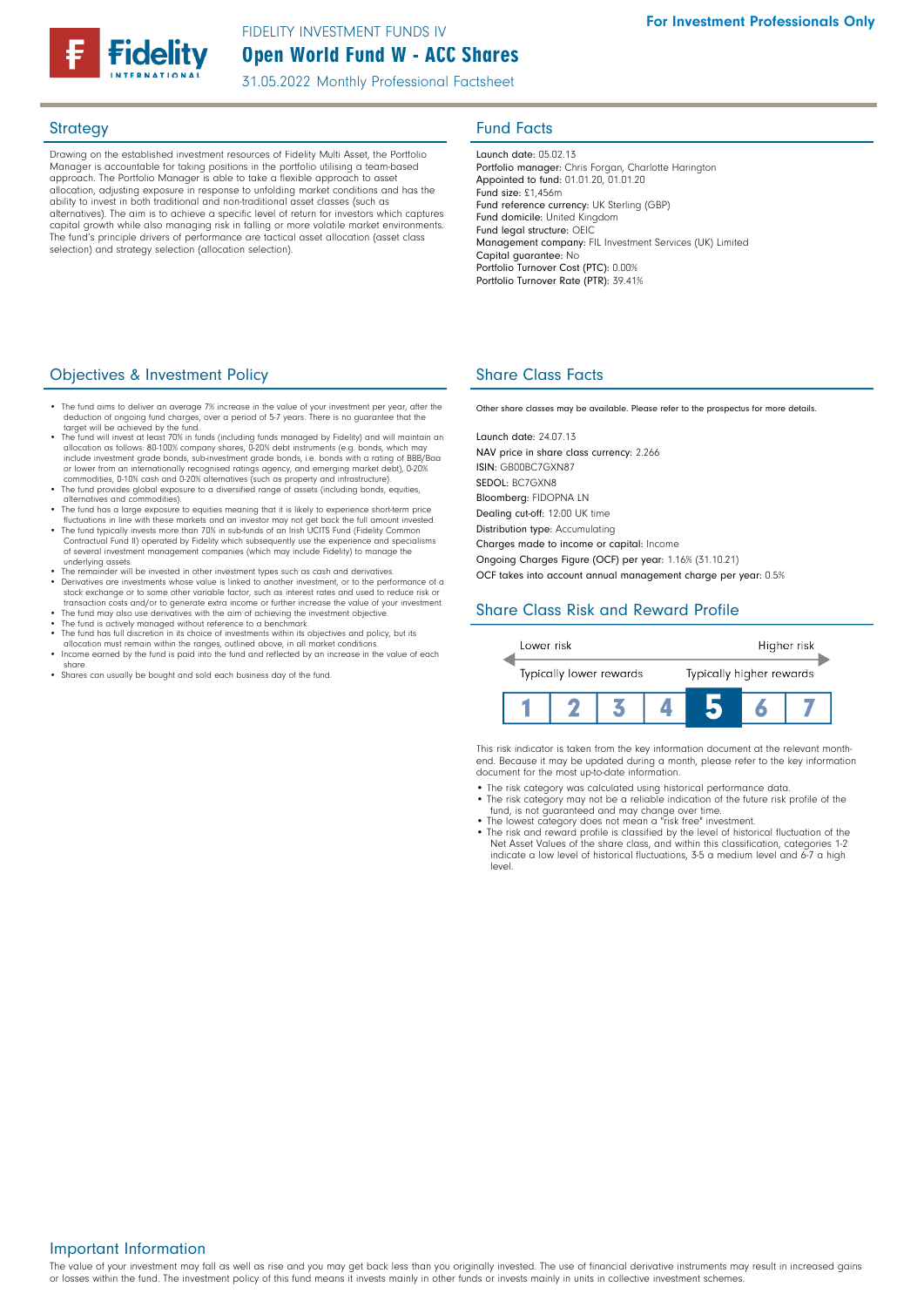FIDELITY INVESTMENT FUNDS IV

# Open World Fund W - ACC Shares

31.05.2022 Monthly Professional Factsheet

For Investment Professionals Only

## Strategy

Drawing on the established investment resources of Fidelity Multi Asset, the Portfolio Manager is accountable for taking positions in the portfolio utilising a team-based approach. The Portfolio Manager is able to take a flexible approach to asset allocation, adjusting exposure in response to unfolding market conditions and has the ability to invest in both traditional and non-traditional asset classes (such as alternatives). The aim is to achieve a specific level of return for investors which captures capital growth while also managing risk in falling or more volatile market environments. The fund's principle drivers of performance are tactical asset allocation (asset class selection) and strategy selection (allocation selection).

## Fund Facts

Launch date: 05.02.13
Portfolio manager: Chris Forgan, Charlotte Harington
Appointed to fund: 01.01.20, 01.01.20
Fund size: £1,456m
Fund reference currency: UK Sterling (GBP)
Fund domicile: United Kingdom
Fund legal structure: OEIC
Management company: FIL Investment Services (UK) Limited
Capital guarantee: No
Portfolio Turnover Cost (PTC): 0.00%
Portfolio Turnover Rate (PTR): 39.41%

## Objectives & Investment Policy

- The fund aims to deliver an average 7% increase in the value of your investment per year, after the deduction of ongoing fund charges, over a period of 5-7 years. There is no guarantee that the target will be achieved by the fund.
- The fund will invest at least 70% in funds (including funds managed by Fidelity) and will maintain an allocation as follows: 80-100% company shares, 0-20% debt instruments (e.g. bonds, which may include investment grade bonds, sub-investment grade bonds, i.e. bonds with a rating of BBB/Baa or lower from an internationally recognised ratings agency, and emerging market debt), 0-20% commodities, 0-10% cash and 0-20% alternatives (such as property and infrastructure).
- The fund provides global exposure to a diversified range of assets (including bonds, equities, alternatives and commodities).
- The fund has a large exposure to equities meaning that it is likely to experience short-term price fluctuations in line with these markets and an investor may not get back the full amount invested.
- The fund typically invests more than 70% in sub-funds of an Irish UCITS Fund (Fidelity Common Contractual Fund II) operated by Fidelity which subsequently use the experience and specialisms of several investment management companies (which may include Fidelity) to manage the underlying assets.
- The remainder will be invested in other investment types such as cash and derivatives.
- Derivatives are investments whose value is linked to another investment, or to the performance of a stock exchange or to some other variable factor, such as interest rates and used to reduce risk or transaction costs and/or to generate extra income or further increase the value of your investment.
- The fund may also use derivatives with the aim of achieving the investment objective.
- The fund is actively managed without reference to a benchmark.
- The fund has full discretion in its choice of investments within its objectives and policy, but its allocation must remain within the ranges, outlined above, in all market conditions.
- Income earned by the fund is paid into the fund and reflected by an increase in the value of each share.
- Shares can usually be bought and sold each business day of the fund.

## Share Class Facts

Other share classes may be available. Please refer to the prospectus for more details.

Launch date: 24.07.13
NAV price in share class currency: 2.266
ISIN: GB00BC7GXN87
SEDOL: BC7GXN8
Bloomberg: FIDOPNA LN
Dealing cut-off: 12:00 UK time
Distribution type: Accumulating
Charges made to income or capital: Income
Ongoing Charges Figure (OCF) per year: 1.16% (31.10.21)
OCF takes into account annual management charge per year: 0.5%

## Share Class Risk and Reward Profile

Lower risk — Higher risk

Typically lower rewards — Typically higher rewards

| 1 | 2 | 3 | 4 | **5** | 6 | 7 |
|---|---|---|---|---|---|---|

This risk indicator is taken from the key information document at the relevant month-end. Because it may be updated during a month, please refer to the key information document for the most up-to-date information.

- The risk category was calculated using historical performance data.
- The risk category may not be a reliable indication of the future risk profile of the fund, is not guaranteed and may change over time.
- The lowest category does not mean a "risk free" investment.
- The risk and reward profile is classified by the level of historical fluctuation of the Net Asset Values of the share class, and within this classification, categories 1-2 indicate a low level of historical fluctuations, 3-5 a medium level and 6-7 a high level.

## Important Information

The value of your investment may fall as well as rise and you may get back less than you originally invested. The use of financial derivative instruments may result in increased gains or losses within the fund. The investment policy of this fund means it invests mainly in other funds or invests mainly in units in collective investment schemes.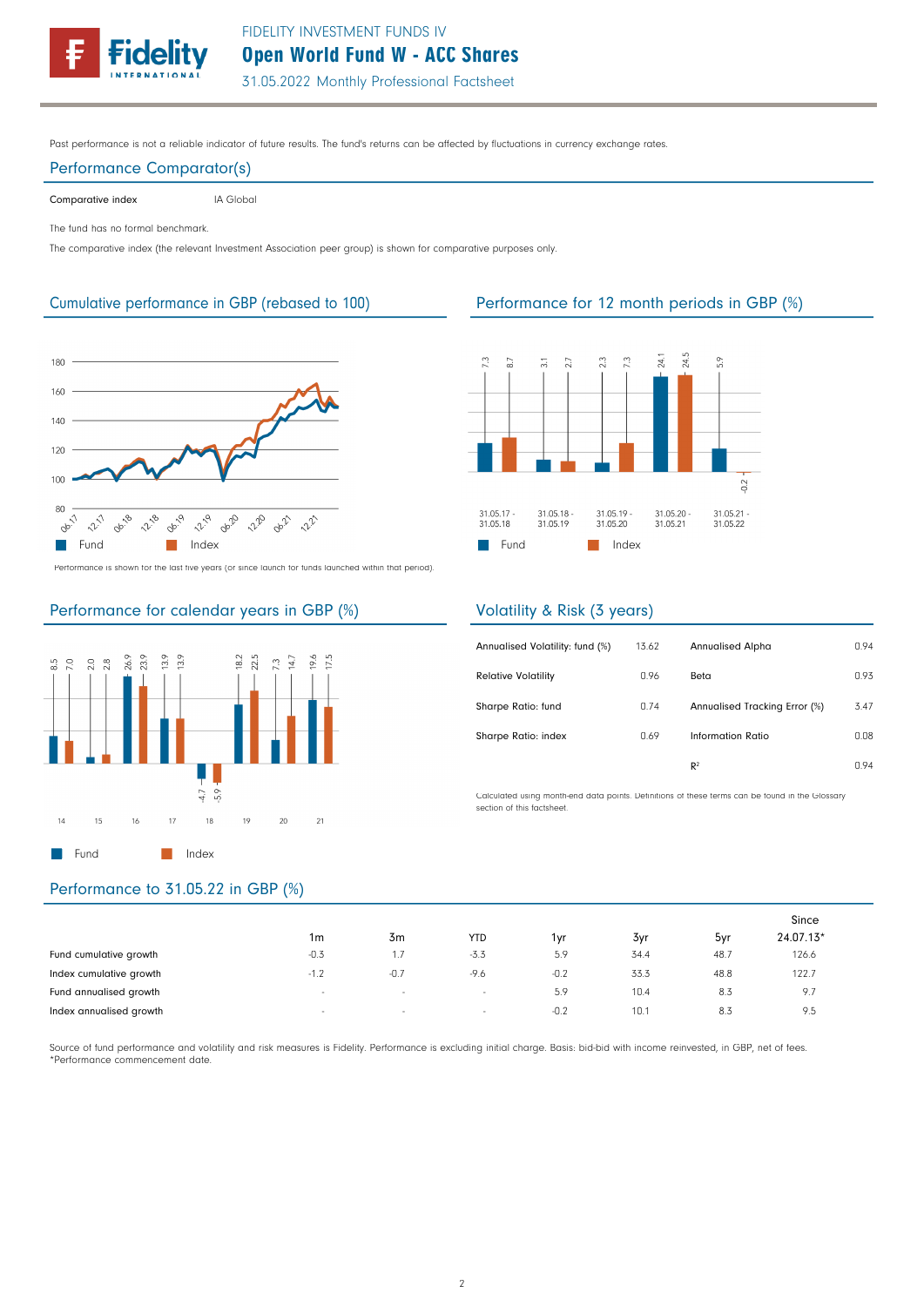Past performance is not a reliable indicator of future results. The fund's returns can be affected by fluctuations in currency exchange rates.

## Performance Comparator(s)

| Comparative index | IA Global |
|---|---|

The fund has no formal benchmark.

The comparative index (the relevant Investment Association peer group) is shown for comparative purposes only.

## Cumulative performance in GBP (rebased to 100)

Performance is shown for the last five years (or since launch for funds launched within that period).

## Performance for 12 month periods in GBP (%)

| | 31.05.17 - 31.05.18 | 31.05.18 - 31.05.19 | 31.05.19 - 31.05.20 | 31.05.20 - 31.05.21 | 31.05.21 - 31.05.22 |
|---|---|---|---|---|---|
| Fund | 7.3 | 3.1 | 2.3 | 24.1 | 5.9 |
| Index | 8.7 | 2.7 | 7.3 | 24.5 | -0.2 |

## Volatility & Risk (3 years)

| | | | |
|---|---|---|---|
| Annualised Volatility: fund (%) | 13.62 | Annualised Alpha | 0.94 |
| Relative Volatility | 0.96 | Beta | 0.93 |
| Sharpe Ratio: fund | 0.74 | Annualised Tracking Error (%) | 3.47 |
| Sharpe Ratio: index | 0.69 | Information Ratio | 0.08 |
| | | $R^2$ | 0.94 |

Calculated using month-end data points. Definitions of these terms can be found in the Glossary section of this factsheet.

## Performance for calendar years in GBP (%)

| | 14 | 15 | 16 | 17 | 18 | 19 | 20 | 21 |
|---|---|---|---|---|---|---|---|---|
| Fund | 8.5 | 2.0 | 26.9 | 13.9 | -4.7 | 18.2 | 7.3 | 19.6 |
| Index | 7.0 | 2.8 | 23.9 | 13.9 | -5.9 | 22.5 | 14.7 | 17.5 |

## Performance to 31.05.22 in GBP (%)

| | 1m | 3m | YTD | 1yr | 3yr | 5yr | Since 24.07.13* |
|---|---|---|---|---|---|---|---|
| Fund cumulative growth | -0.3 | 1.7 | -3.3 | 5.9 | 34.4 | 48.7 | 126.6 |
| Index cumulative growth | -1.2 | -0.7 | -9.6 | -0.2 | 33.3 | 48.8 | 122.7 |
| Fund annualised growth | - | - | - | 5.9 | 10.4 | 8.3 | 9.7 |
| Index annualised growth | - | - | - | -0.2 | 10.1 | 8.3 | 9.5 |

Source of fund performance and volatility and risk measures is Fidelity. Performance is excluding initial charge. Basis: bid-bid with income reinvested, in GBP, net of fees.
*Performance commencement date.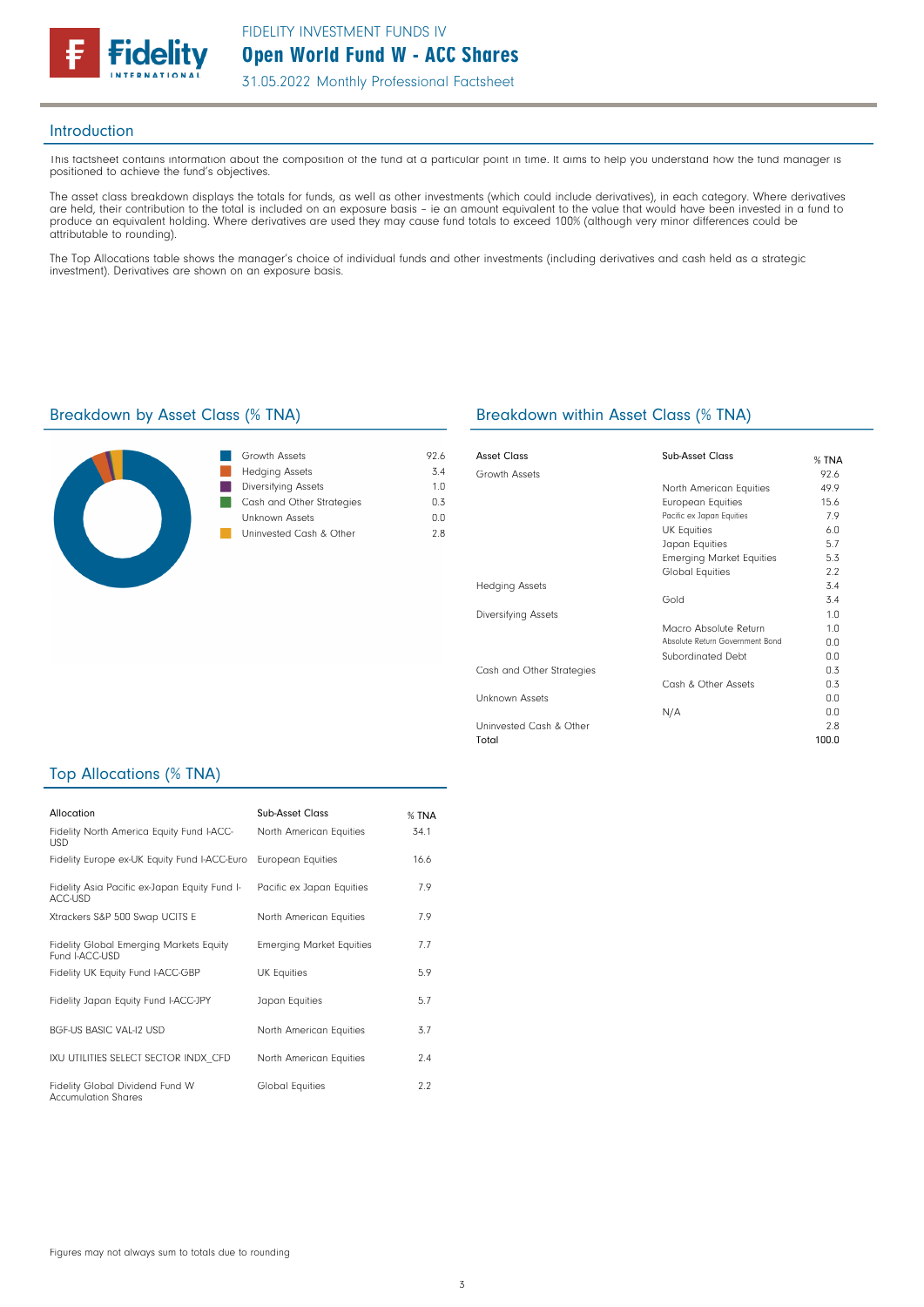# Open World Fund W - ACC Shares

FIDELITY INVESTMENT FUNDS IV

31.05.2022 Monthly Professional Factsheet

## Introduction

This factsheet contains information about the composition of the fund at a particular point in time. It aims to help you understand how the fund manager is positioned to achieve the fund's objectives.

The asset class breakdown displays the totals for funds, as well as other investments (which could include derivatives), in each category. Where derivatives are held, their contribution to the total is included on an exposure basis – ie an amount equivalent to the value that would have been invested in a fund to produce an equivalent holding. Where derivatives are used they may cause fund totals to exceed 100% (although very minor differences could be attributable to rounding).

The Top Allocations table shows the manager's choice of individual funds and other investments (including derivatives and cash held as a strategic investment). Derivatives are shown on an exposure basis.

## Breakdown by Asset Class (% TNA)

| Asset Class | % TNA |
|---|---|
| Growth Assets | 92.6 |
| Hedging Assets | 3.4 |
| Diversifying Assets | 1.0 |
| Cash and Other Strategies | 0.3 |
| Unknown Assets | 0.0 |
| Uninvested Cash & Other | 2.8 |

## Breakdown within Asset Class (% TNA)

| Asset Class | Sub-Asset Class | % TNA |
|---|---|---|
| Growth Assets | | 92.6 |
| | North American Equities | 49.9 |
| | European Equities | 15.6 |
| | Pacific ex Japan Equities | 7.9 |
| | UK Equities | 6.0 |
| | Japan Equities | 5.7 |
| | Emerging Market Equities | 5.3 |
| | Global Equities | 2.2 |
| Hedging Assets | | 3.4 |
| | Gold | 3.4 |
| Diversifying Assets | | 1.0 |
| | Macro Absolute Return | 1.0 |
| | Absolute Return Government Bond | 0.0 |
| | Subordinated Debt | 0.0 |
| Cash and Other Strategies | | 0.3 |
| | Cash & Other Assets | 0.3 |
| Unknown Assets | | 0.0 |
| | N/A | 0.0 |
| Uninvested Cash & Other | | 2.8 |
| Total | | 100.0 |

## Top Allocations (% TNA)

| Allocation | Sub-Asset Class | % TNA |
|---|---|---|
| Fidelity North America Equity Fund I-ACC-USD | North American Equities | 34.1 |
| Fidelity Europe ex-UK Equity Fund I-ACC-Euro | European Equities | 16.6 |
| Fidelity Asia Pacific ex-Japan Equity Fund I-ACC-USD | Pacific ex Japan Equities | 7.9 |
| Xtrackers S&P 500 Swap UCITS E | North American Equities | 7.9 |
| Fidelity Global Emerging Markets Equity Fund I-ACC-USD | Emerging Market Equities | 7.7 |
| Fidelity UK Equity Fund I-ACC-GBP | UK Equities | 5.9 |
| Fidelity Japan Equity Fund I-ACC-JPY | Japan Equities | 5.7 |
| BGF-US BASIC VAL-I2 USD | North American Equities | 3.7 |
| IXU UTILITIES SELECT SECTOR INDX_CFD | North American Equities | 2.4 |
| Fidelity Global Dividend Fund W Accumulation Shares | Global Equities | 2.2 |

Figures may not always sum to totals due to rounding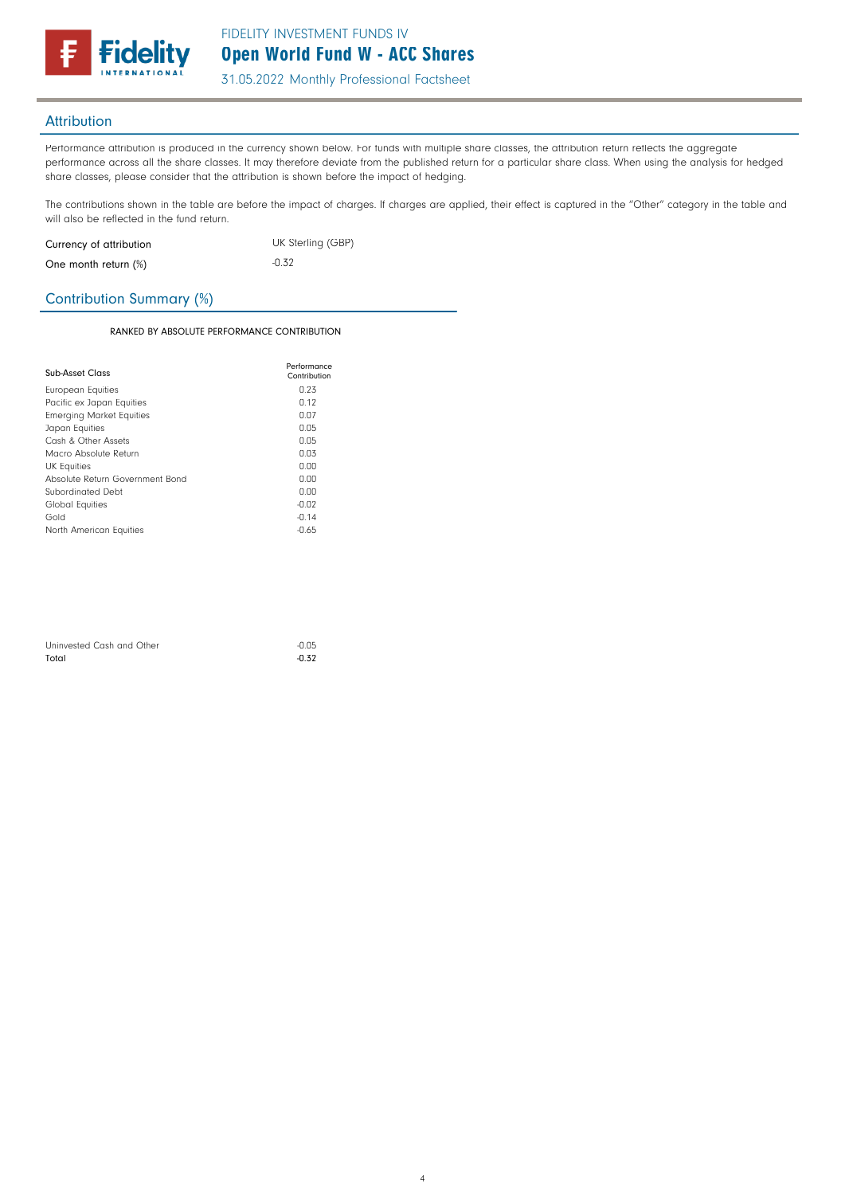## Attribution

Performance attribution is produced in the currency shown below. For funds with multiple share classes, the attribution return reflects the aggregate performance across all the share classes. It may therefore deviate from the published return for a particular share class. When using the analysis for hedged share classes, please consider that the attribution is shown before the impact of hedging.

The contributions shown in the table are before the impact of charges. If charges are applied, their effect is captured in the "Other" category in the table and will also be reflected in the fund return.

| | |
|---|---|
| Currency of attribution | UK Sterling (GBP) |
| One month return (%) | -0.32 |

## Contribution Summary (%)

RANKED BY ABSOLUTE PERFORMANCE CONTRIBUTION

| Sub-Asset Class | Performance Contribution |
|---|---|
| European Equities | 0.23 |
| Pacific ex Japan Equities | 0.12 |
| Emerging Market Equities | 0.07 |
| Japan Equities | 0.05 |
| Cash & Other Assets | 0.05 |
| Macro Absolute Return | 0.03 |
| UK Equities | 0.00 |
| Absolute Return Government Bond | 0.00 |
| Subordinated Debt | 0.00 |
| Global Equities | -0.02 |
| Gold | -0.14 |
| North American Equities | -0.65 |
| Uninvested Cash and Other | -0.05 |
| **Total** | **-0.32** |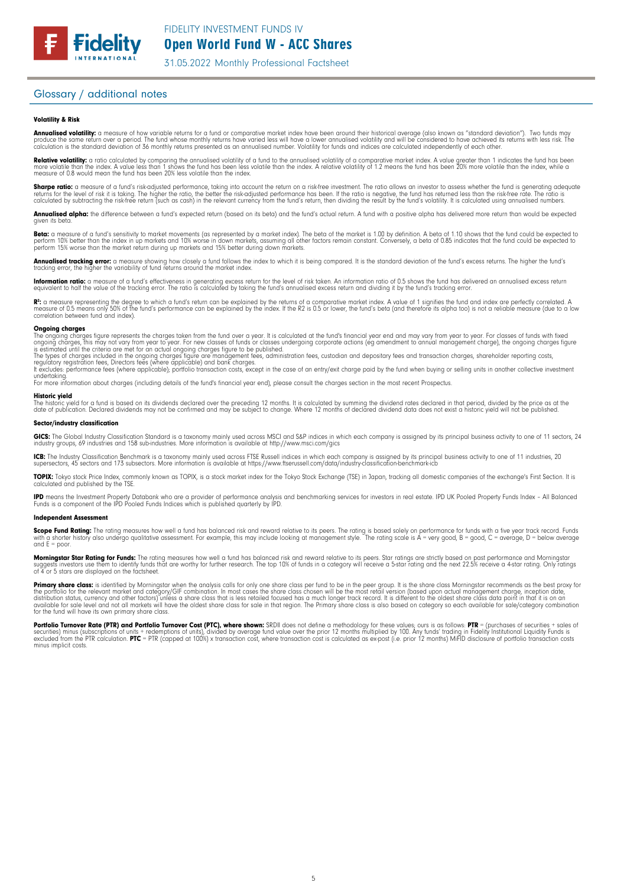## Glossary / additional notes

### Volatility & Risk

**Annualised volatility:** a measure of how variable returns for a fund or comparative market index have been around their historical average (also known as "standard deviation"). Two funds may produce the same return over a period. The fund whose monthly returns have varied less will have a lower annualised volatility and will be considered to have achieved its returns with less risk. The calculation is the standard deviation of 36 monthly returns presented as an annualised number. Volatility for funds and indices are calculated independently of each other.

**Relative volatility:** a ratio calculated by comparing the annualised volatility of a fund to the annualised volatility of a comparative market index. A value greater than 1 indicates the fund has been more volatile than the index. A value less than 1 shows the fund has been less volatile than the index. A relative volatility of 1.2 means the fund has been 20% more volatile than the index, while a measure of 0.8 would mean the fund has been 20% less volatile than the index.

**Sharpe ratio:** a measure of a fund's risk-adjusted performance, taking into account the return on a risk-free investment. The ratio allows an investor to assess whether the fund is generating adequate returns for the level of risk it is taking. The higher the ratio, the better the risk-adjusted performance has been. If the ratio is negative, the fund has returned less than the risk-free rate. The ratio is calculated by subtracting the risk-free return (such as cash) in the relevant currency from the fund's return, then dividing the result by the fund's volatility. It is calculated using annualised numbers.

**Annualised alpha:** the difference between a fund's expected return (based on its beta) and the fund's actual return. A fund with a positive alpha has delivered more return than would be expected given its beta.

**Beta:** a measure of a fund's sensitivity to market movements (as represented by a market index). The beta of the market is 1.00 by definition. A beta of 1.10 shows that the fund could be expected to perform 10% better than the index in up markets and 10% worse in down markets, assuming all other factors remain constant. Conversely, a beta of 0.85 indicates that the fund could be expected to perform 15% worse than the market return during up markets and 15% better during down markets.

**Annualised tracking error:** a measure showing how closely a fund follows the index to which it is being compared. It is the standard deviation of the fund's excess returns. The higher the fund's tracking error, the higher the variability of fund returns around the market index.

**Information ratio:** a measure of a fund's effectiveness in generating excess return for the level of risk taken. An information ratio of 0.5 shows the fund has delivered an annualised excess return equivalent to half the value of the tracking error. The ratio is calculated by taking the fund's annualised excess return and dividing it by the fund's tracking error.

**$R^2$:** a measure representing the degree to which a fund's return can be explained by the returns of a comparative market index. A value of 1 signifies the fund and index are perfectly correlated. A measure of 0.5 means only 50% of the fund's performance can be explained by the index. If the $R^2$ is 0.5 or lower, the fund's beta (and therefore its alpha too) is not a reliable measure (due to a low correlation between fund and index).

**Ongoing charges**
The ongoing charges figure represents the charges taken from the fund over a year. It is calculated at the fund's financial year end and may vary from year to year. For classes of funds with fixed ongoing charges, this may not vary from year to year. For new classes of funds or classes undergoing corporate actions (eg amendment to annual management charge), the ongoing charges figure is estimated until the criteria are met for an actual ongoing charges figure to be published.
The types of charges included in the ongoing charges figure are management fees, administration fees, custodian and depositary fees and transaction charges, shareholder reporting costs, regulatory registration fees, Directors fees (where applicable) and bank charges.
It excludes: performance fees (where applicable); portfolio transaction costs, except in the case of an entry/exit charge paid by the fund when buying or selling units in another collective investment undertaking.
For more information about charges (including details of the fund's financial year end), please consult the charges section in the most recent Prospectus.

**Historic yield**
The historic yield for a fund is based on its dividends declared over the preceding 12 months. It is calculated by summing the dividend rates declared in that period, divided by the price as at the date of publication. Declared dividends may not be confirmed and may be subject to change. Where 12 months of declared dividend data does not exist a historic yield will not be published.

### Sector/industry classification

**GICS:** The Global Industry Classification Standard is a taxonomy mainly used across MSCI and S&P indices in which each company is assigned by its principal business activity to one of 11 sectors, 24 industry groups, 69 industries and 158 sub-industries. More information is available at http://www.msci.com/gics

**ICB:** The Industry Classification Benchmark is a taxonomy mainly used across FTSE Russell indices in which each company is assigned by its principal business activity to one of 11 industries, 20 supersectors, 45 sectors and 173 subsectors. More information is available at https://www.ftserussell.com/data/industry-classification-benchmark-icb

**TOPIX:** Tokyo stock Price Index, commonly known as TOPIX, is a stock market index for the Tokyo Stock Exchange (TSE) in Japan, tracking all domestic companies of the exchange's First Section. It is calculated and published by the TSE.

**IPD** means the Investment Property Databank who are a provider of performance analysis and benchmarking services for investors in real estate. IPD UK Pooled Property Funds Index - All Balanced Funds is a component of the IPD Pooled Funds Indices which is published quarterly by IPD.

### Independent Assessment

**Scope Fund Rating:** The rating measures how well a fund has balanced risk and reward relative to its peers. The rating is based solely on performance for funds with a five year track record. Funds with a shorter history also undergo qualitative assessment. For example, this may include looking at management style. The rating scale is A = very good, B = good, C = average, D = below average and E = poor.

**Morningstar Star Rating for Funds:** The rating measures how well a fund has balanced risk and reward relative to its peers. Star ratings are strictly based on past performance and Morningstar suggests investors use them to identify funds that are worthy for further research. The top 10% of funds in a category will receive a 5-star rating and the next 22.5% receive a 4-star rating. Only ratings of 4 or 5 stars are displayed on the factsheet.

**Primary share class:** is identified by Morningstar when the analysis calls for only one share class per fund to be in the peer group. It is the share class Morningstar recommends as the best proxy for the portfolio for the relevant market and category/GIF combination. In most cases the share class chosen will be the most retail version (based upon actual management charge, inception date, distribution status, currency and other factors) unless a share class that is less retailed focused has a much longer track record. It is different to the oldest share class data point in that it is on an available for sale level and not all markets will have the oldest share class for sale in that region. The Primary share class is also based on category so each available for sale/category combination for the fund will have its own primary share class.

**Portfolio Turnover Rate (PTR) and Portfolio Turnover Cost (PTC), where shown:** SRDII does not define a methodology for these values; ours is as follows: **PTR** = (purchases of securities + sales of securities) minus (subscriptions of units + redemptions of units), divided by average fund value over the prior 12 months multiplied by 100. Any funds' trading in Fidelity Institutional Liquidity Funds is excluded from the PTR calculation. **PTC** = PTR (capped at 100%) x transaction cost, where transaction cost is calculated as ex-post (i.e. prior 12 months) MiFID disclosure of portfolio transaction costs minus implicit costs.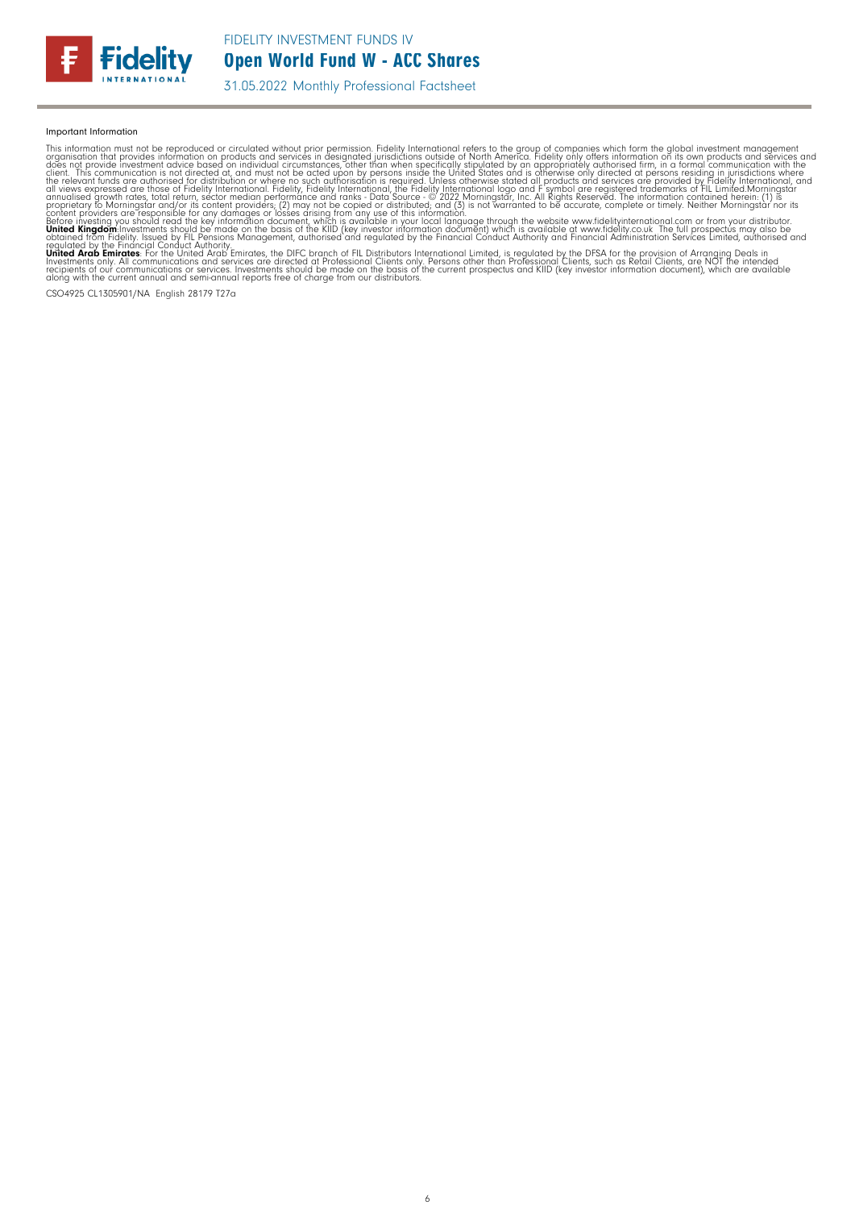Important Information

This information must not be reproduced or circulated without prior permission. Fidelity International refers to the group of companies which form the global investment management organisation that provides information on products and services in designated jurisdictions outside of North America. Fidelity only offers information on its own products and services and does not provide investment advice based on individual circumstances, other than when specifically stipulated by an appropriately authorised firm, in a formal communication with the client. This communication is not directed at, and must not be acted upon by persons inside the United States and is otherwise only directed at persons residing in jurisdictions where the relevant funds are authorised for distribution or where no such authorisation is required. Unless otherwise stated all products and services are provided by Fidelity International, and all views expressed are those of Fidelity International. Fidelity, Fidelity International, the Fidelity International logo and F symbol are registered trademarks of FIL Limited.Morningstar annualised growth rates, total return, sector median performance and ranks - Data Source - © 2022 Morningstar, Inc. All Rights Reserved. The information contained herein: (1) is proprietary to Morningstar and/or its content providers; (2) may not be copied or distributed; and (3) is not warranted to be accurate, complete or timely. Neither Morningstar nor its content providers are responsible for any damages or losses arising from any use of this information.
Before investing you should read the key information document, which is available in your local language through the website www.fidelityinternational.com or from your distributor.
**United Kingdom**:Investments should be made on the basis of the KIID (key investor information document) which is available at www.fidelity.co.uk The full prospectus may also be obtained from Fidelity. Issued by FIL Pensions Management, authorised and regulated by the Financial Conduct Authority and Financial Administration Services Limited, authorised and regulated by the Financial Conduct Authority.
**United Arab Emirates**: For the United Arab Emirates, the DIFC branch of FIL Distributors International Limited, is regulated by the DFSA for the provision of Arranging Deals in Investments only. All communications and services are directed at Professional Clients only. Persons other than Professional Clients, such as Retail Clients, are NOT the intended recipients of our communications or services. Investments should be made on the basis of the current prospectus and KIID (key investor information document), which are available along with the current annual and semi-annual reports free of charge from our distributors.

CSO4925 CL1305901/NA English 28179 T27a